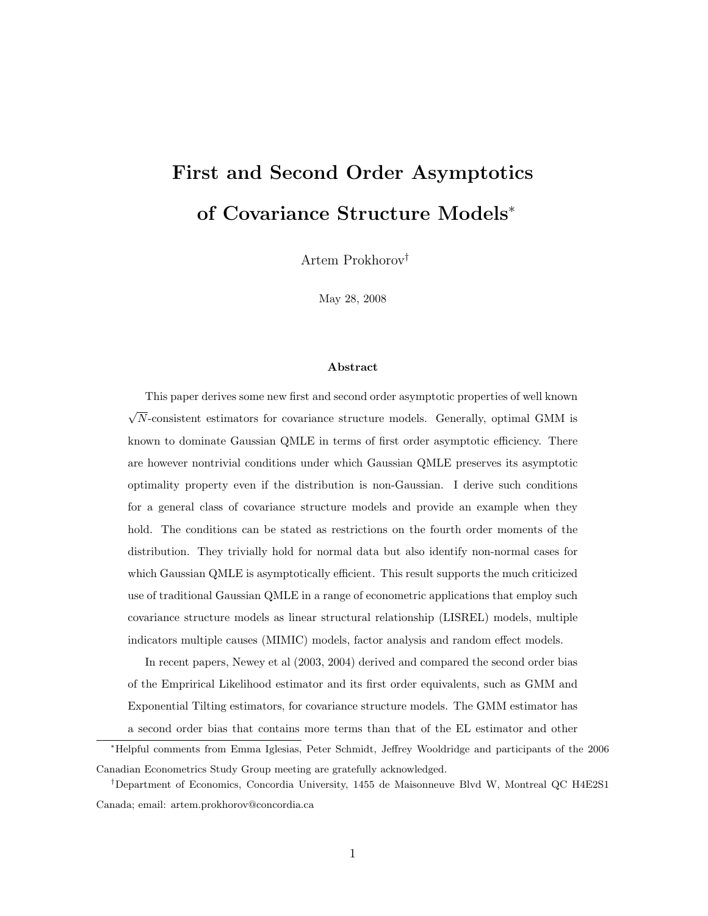# First and Second Order Asymptotics of Covariance Structure Models[*]

Artem Prokhorov[†]

May 28, 2008

### Abstract

This paper derives some new first and second order asymptotic properties of well known $\sqrt{N}$-consistent estimators for covariance structure models. Generally, optimal GMM is known to dominate Gaussian QMLE in terms of first order asymptotic efficiency. There are however nontrivial conditions under which Gaussian QMLE preserves its asymptotic optimality property even if the distribution is non-Gaussian. I derive such conditions for a general class of covariance structure models and provide an example when they hold. The conditions can be stated as restrictions on the fourth order moments of the distribution. They trivially hold for normal data but also identify non-normal cases for which Gaussian QMLE is asymptotically efficient. This result supports the much criticized use of traditional Gaussian QMLE in a range of econometric applications that employ such covariance structure models as linear structural relationship (LISREL) models, multiple indicators multiple causes (MIMIC) models, factor analysis and random effect models.

In recent papers, Newey et al (2003, 2004) derived and compared the second order bias of the Emprirical Likelihood estimator and its first order equivalents, such as GMM and Exponential Tilting estimators, for covariance structure models. The GMM estimator has a second order bias that contains more terms than that of the EL estimator and other

---

[*]Helpful comments from Emma Iglesias, Peter Schmidt, Jeffrey Wooldridge and participants of the 2006 Canadian Econometrics Study Group meeting are gratefully acknowledged.

[†]Department of Economics, Concordia University, 1455 de Maisonneuve Blvd W, Montreal QC H4E2S1 Canada; email: artem.prokhorov@concordia.ca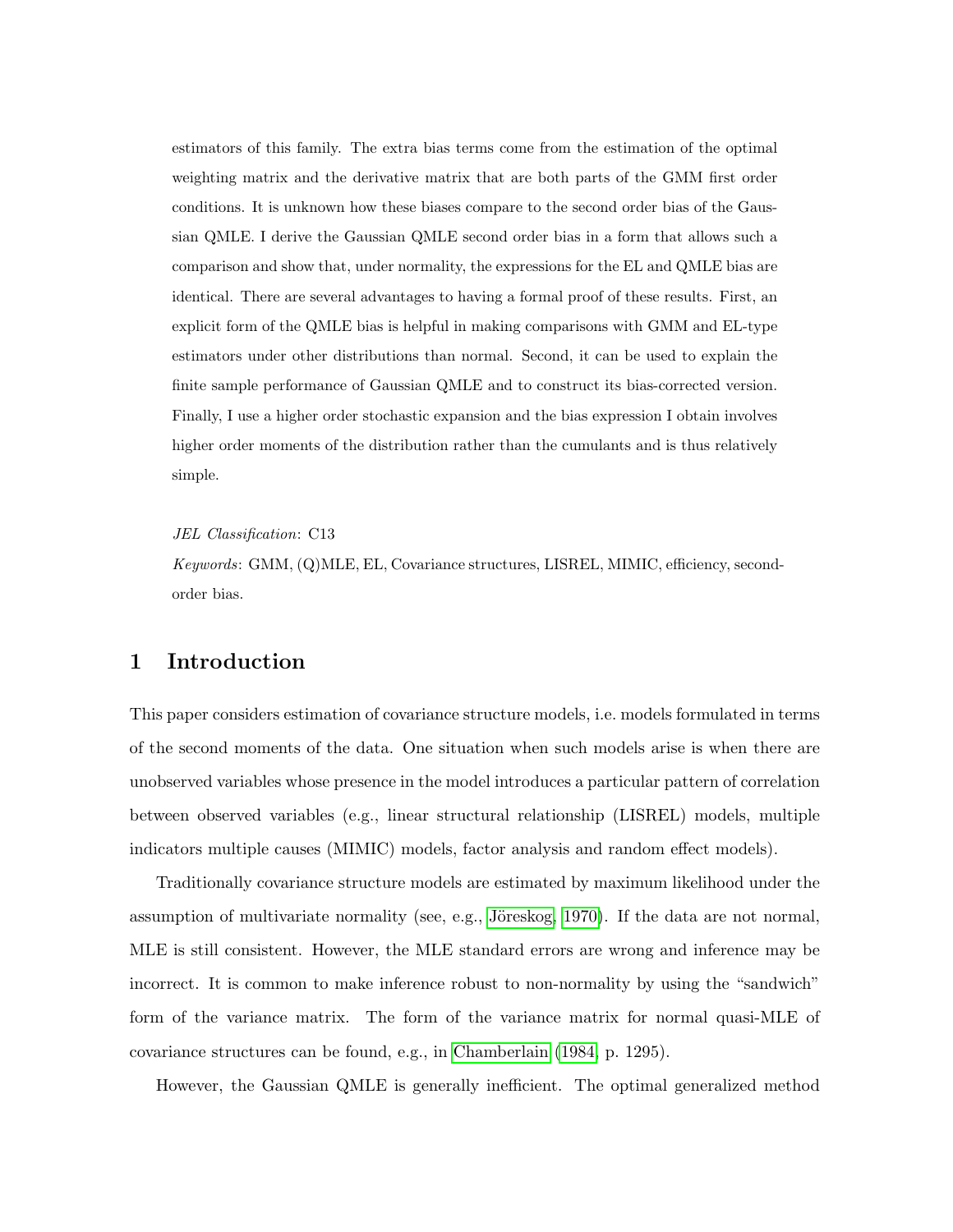estimators of this family. The extra bias terms come from the estimation of the optimal weighting matrix and the derivative matrix that are both parts of the GMM first order conditions. It is unknown how these biases compare to the second order bias of the Gaussian QMLE. I derive the Gaussian QMLE second order bias in a form that allows such a comparison and show that, under normality, the expressions for the EL and QMLE bias are identical. There are several advantages to having a formal proof of these results. First, an explicit form of the QMLE bias is helpful in making comparisons with GMM and EL-type estimators under other distributions than normal. Second, it can be used to explain the finite sample performance of Gaussian QMLE and to construct its bias-corrected version. Finally, I use a higher order stochastic expansion and the bias expression I obtain involves higher order moments of the distribution rather than the cumulants and is thus relatively simple.

*JEL Classification*: C13

*Keywords*: GMM, (Q)MLE, EL, Covariance structures, LISREL, MIMIC, efficiency, second-order bias.

## 1 Introduction

This paper considers estimation of covariance structure models, i.e. models formulated in terms of the second moments of the data. One situation when such models arise is when there are unobserved variables whose presence in the model introduces a particular pattern of correlation between observed variables (e.g., linear structural relationship (LISREL) models, multiple indicators multiple causes (MIMIC) models, factor analysis and random effect models).

Traditionally covariance structure models are estimated by maximum likelihood under the assumption of multivariate normality (see, e.g., Jöreskog, 1970). If the data are not normal, MLE is still consistent. However, the MLE standard errors are wrong and inference may be incorrect. It is common to make inference robust to non-normality by using the "sandwich" form of the variance matrix. The form of the variance matrix for normal quasi-MLE of covariance structures can be found, e.g., in Chamberlain (1984, p. 1295).

However, the Gaussian QMLE is generally inefficient. The optimal generalized method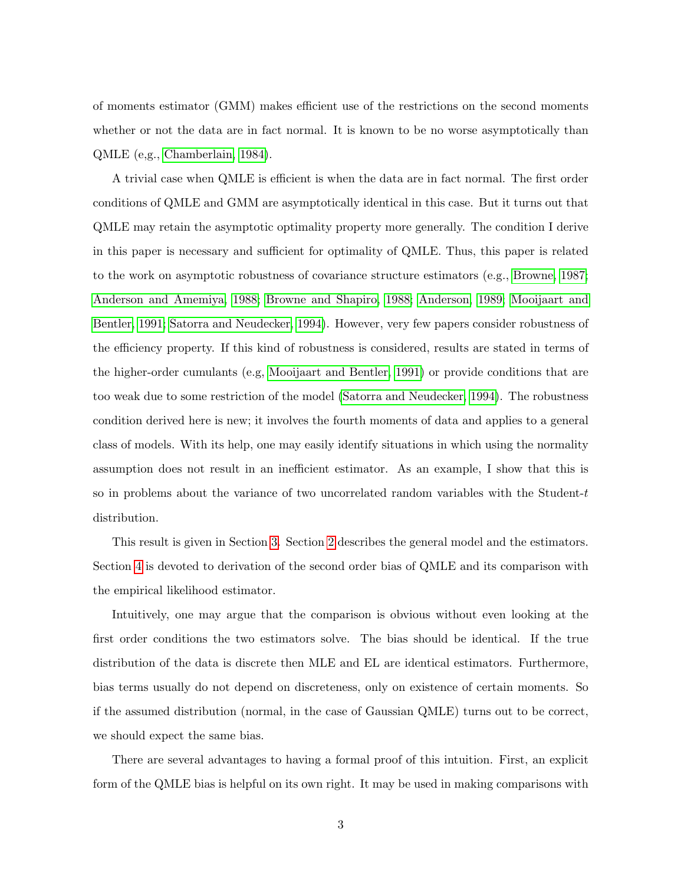of moments estimator (GMM) makes efficient use of the restrictions on the second moments whether or not the data are in fact normal. It is known to be no worse asymptotically than QMLE (e,g., Chamberlain, 1984).

A trivial case when QMLE is efficient is when the data are in fact normal. The first order conditions of QMLE and GMM are asymptotically identical in this case. But it turns out that QMLE may retain the asymptotic optimality property more generally. The condition I derive in this paper is necessary and sufficient for optimality of QMLE. Thus, this paper is related to the work on asymptotic robustness of covariance structure estimators (e.g., Browne, 1987; Anderson and Amemiya, 1988; Browne and Shapiro, 1988; Anderson, 1989; Mooijaart and Bentler, 1991; Satorra and Neudecker, 1994). However, very few papers consider robustness of the efficiency property. If this kind of robustness is considered, results are stated in terms of the higher-order cumulants (e.g, Mooijaart and Bentler, 1991) or provide conditions that are too weak due to some restriction of the model (Satorra and Neudecker, 1994). The robustness condition derived here is new; it involves the fourth moments of data and applies to a general class of models. With its help, one may easily identify situations in which using the normality assumption does not result in an inefficient estimator. As an example, I show that this is so in problems about the variance of two uncorrelated random variables with the Student-$t$ distribution.

This result is given in Section 3. Section 2 describes the general model and the estimators. Section 4 is devoted to derivation of the second order bias of QMLE and its comparison with the empirical likelihood estimator.

Intuitively, one may argue that the comparison is obvious without even looking at the first order conditions the two estimators solve. The bias should be identical. If the true distribution of the data is discrete then MLE and EL are identical estimators. Furthermore, bias terms usually do not depend on discreteness, only on existence of certain moments. So if the assumed distribution (normal, in the case of Gaussian QMLE) turns out to be correct, we should expect the same bias.

There are several advantages to having a formal proof of this intuition. First, an explicit form of the QMLE bias is helpful on its own right. It may be used in making comparisons with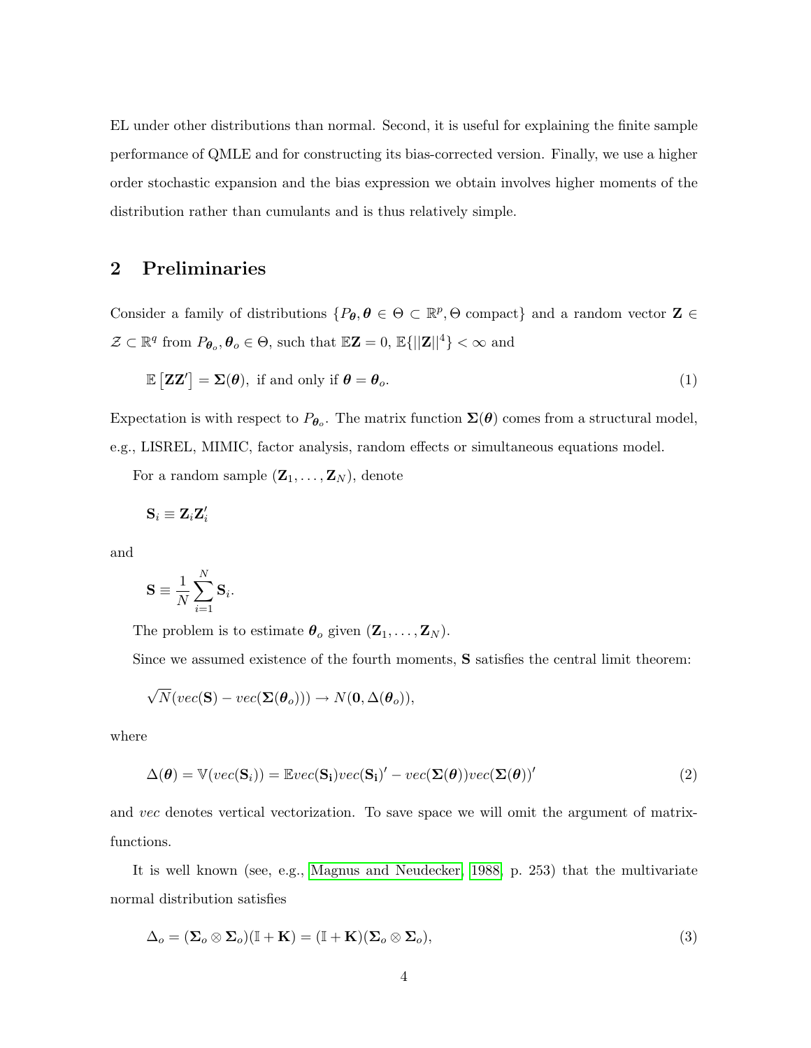EL under other distributions than normal. Second, it is useful for explaining the finite sample performance of QMLE and for constructing its bias-corrected version. Finally, we use a higher order stochastic expansion and the bias expression we obtain involves higher moments of the distribution rather than cumulants and is thus relatively simple.

## 2 Preliminaries

Consider a family of distributions $\{P_{\boldsymbol{\theta}}, \boldsymbol{\theta} \in \Theta \subset \mathbb{R}^p, \Theta \text{ compact}\}$ and a random vector $\mathbf{Z} \in \mathcal{Z} \subset \mathbb{R}^q$ from $P_{\boldsymbol{\theta}_o}, \boldsymbol{\theta}_o \in \Theta$, such that $\mathbb{E}\mathbf{Z} = 0$, $\mathbb{E}\{||\mathbf{Z}||^4\} < \infty$ and

$$\mathbb{E}\left[\mathbf{Z}\mathbf{Z}'\right] = \boldsymbol{\Sigma}(\boldsymbol{\theta}), \text{ if and only if } \boldsymbol{\theta} = \boldsymbol{\theta}_o. \tag{1}$$

Expectation is with respect to $P_{\boldsymbol{\theta}_o}$. The matrix function $\boldsymbol{\Sigma}(\boldsymbol{\theta})$ comes from a structural model, e.g., LISREL, MIMIC, factor analysis, random effects or simultaneous equations model.

For a random sample $(\mathbf{Z}_1, \ldots, \mathbf{Z}_N)$, denote

$$\mathbf{S}_i \equiv \mathbf{Z}_i\mathbf{Z}_i'$$

and

$$\mathbf{S} \equiv \frac{1}{N}\sum_{i=1}^{N}\mathbf{S}_i.$$

The problem is to estimate $\boldsymbol{\theta}_o$ given $(\mathbf{Z}_1, \ldots, \mathbf{Z}_N)$.

Since we assumed existence of the fourth moments, $\mathbf{S}$ satisfies the central limit theorem:

$$\sqrt{N}(vec(\mathbf{S}) - vec(\boldsymbol{\Sigma}(\boldsymbol{\theta}_o))) \to N(\mathbf{0}, \Delta(\boldsymbol{\theta}_o)),$$

where

$$\Delta(\boldsymbol{\theta}) = \mathbb{V}(vec(\mathbf{S}_i)) = \mathbb{E}vec(\mathbf{S_i})vec(\mathbf{S_i})' - vec(\boldsymbol{\Sigma}(\boldsymbol{\theta}))vec(\boldsymbol{\Sigma}(\boldsymbol{\theta}))' \tag{2}$$

and *vec* denotes vertical vectorization. To save space we will omit the argument of matrix-functions.

It is well known (see, e.g., Magnus and Neudecker, 1988, p. 253) that the multivariate normal distribution satisfies

$$\Delta_o = (\boldsymbol{\Sigma}_o \otimes \boldsymbol{\Sigma}_o)(\mathbb{I} + \mathbf{K}) = (\mathbb{I} + \mathbf{K})(\boldsymbol{\Sigma}_o \otimes \boldsymbol{\Sigma}_o), \tag{3}$$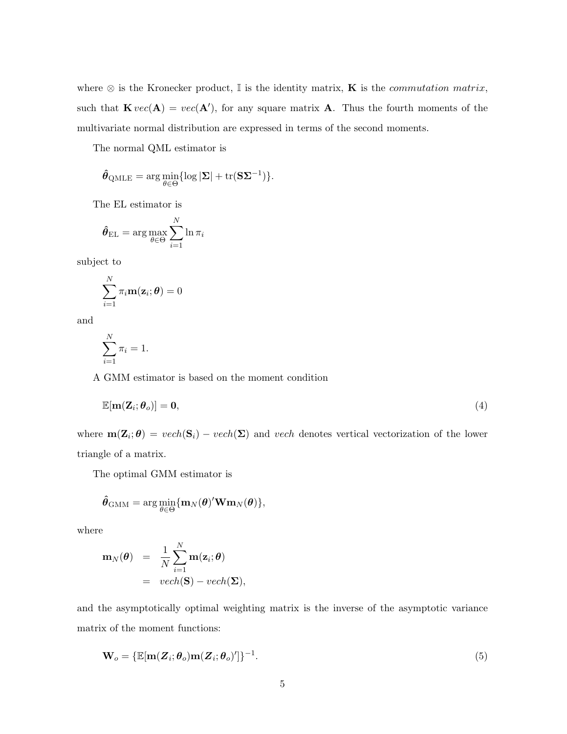where $\otimes$ is the Kronecker product, $\mathbb{I}$ is the identity matrix, $\mathbf{K}$ is the *commutation matrix*, such that $\mathbf{K}\, vec(\mathbf{A}) = vec(\mathbf{A}')$, for any square matrix $\mathbf{A}$. Thus the fourth moments of the multivariate normal distribution are expressed in terms of the second moments.

The normal QML estimator is

$$\hat{\boldsymbol{\theta}}_{\text{QMLE}} = \arg\min_{\theta \in \Theta} \{\log |\boldsymbol{\Sigma}| + \text{tr}(\mathbf{S}\boldsymbol{\Sigma}^{-1})\}.$$

The EL estimator is

$$\hat{\boldsymbol{\theta}}_{\text{EL}} = \arg\max_{\theta \in \Theta} \sum_{i=1}^{N} \ln \pi_i$$

subject to

$$\sum_{i=1}^{N} \pi_i \mathbf{m}(\mathbf{z}_i; \boldsymbol{\theta}) = 0$$

and

$$\sum_{i=1}^{N} \pi_i = 1.$$

A GMM estimator is based on the moment condition

$$\mathbb{E}[\mathbf{m}(\mathbf{Z}_i; \boldsymbol{\theta}_o)] = \mathbf{0}, \tag{4}$$

where $\mathbf{m}(\mathbf{Z}_i; \boldsymbol{\theta}) = vech(\mathbf{S}_i) - vech(\boldsymbol{\Sigma})$ and *vech* denotes vertical vectorization of the lower triangle of a matrix.

The optimal GMM estimator is

$$\hat{\boldsymbol{\theta}}_{\text{GMM}} = \arg\min_{\theta \in \Theta} \{\mathbf{m}_N(\boldsymbol{\theta})' \mathbf{W} \mathbf{m}_N(\boldsymbol{\theta})\},$$

where

$$\begin{aligned}
\mathbf{m}_N(\boldsymbol{\theta}) &= \frac{1}{N} \sum_{i=1}^{N} \mathbf{m}(\mathbf{z}_i; \boldsymbol{\theta}) \\
&= vech(\mathbf{S}) - vech(\boldsymbol{\Sigma}),
\end{aligned}$$

and the asymptotically optimal weighting matrix is the inverse of the asymptotic variance matrix of the moment functions:

$$\mathbf{W}_o = \{\mathbb{E}[\mathbf{m}(\boldsymbol{Z}_i; \boldsymbol{\theta}_o)\mathbf{m}(\boldsymbol{Z}_i; \boldsymbol{\theta}_o)']\}^{-1}. \tag{5}$$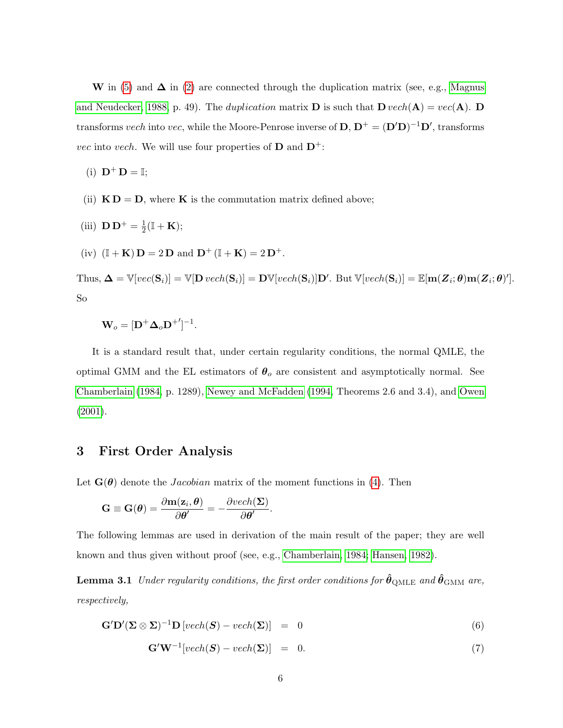$\mathbf{W}$ in (5) and $\boldsymbol{\Delta}$ in (2) are connected through the duplication matrix (see, e.g., Magnus and Neudecker, 1988, p. 49). The *duplication* matrix $\mathbf{D}$ is such that $\mathbf{D}\, vech(\mathbf{A}) = vec(\mathbf{A})$. $\mathbf{D}$ transforms *vech* into *vec*, while the Moore-Penrose inverse of $\mathbf{D}$, $\mathbf{D}^{+} = (\mathbf{D}'\mathbf{D})^{-1}\mathbf{D}'$, transforms *vec* into *vech*. We will use four properties of $\mathbf{D}$ and $\mathbf{D}^{+}$:

(i) $\mathbf{D}^{+}\,\mathbf{D} = \mathbb{I}$;

(ii) $\mathbf{K}\,\mathbf{D} = \mathbf{D}$, where $\mathbf{K}$ is the commutation matrix defined above;

(iii) $\mathbf{D}\,\mathbf{D}^{+} = \frac{1}{2}(\mathbb{I} + \mathbf{K})$;

(iv) $(\mathbb{I} + \mathbf{K})\,\mathbf{D} = 2\,\mathbf{D}$ and $\mathbf{D}^{+}\,(\mathbb{I} + \mathbf{K}) = 2\,\mathbf{D}^{+}$.

Thus, $\boldsymbol{\Delta} = \mathbb{V}[vec(\mathbf{S}_i)] = \mathbb{V}[\mathbf{D}\, vech(\mathbf{S}_i)] = \mathbf{D}\mathbb{V}[vech(\mathbf{S}_i)]\mathbf{D}'$. But $\mathbb{V}[vech(\mathbf{S}_i)] = \mathbb{E}[\mathbf{m}(\boldsymbol{Z}_i;\boldsymbol{\theta})\mathbf{m}(\boldsymbol{Z}_i;\boldsymbol{\theta})']$. So

$$\mathbf{W}_o = [\mathbf{D}^{+}\boldsymbol{\Delta}_o\mathbf{D}^{+\prime}]^{-1}.$$

It is a standard result that, under certain regularity conditions, the normal QMLE, the optimal GMM and the EL estimators of $\boldsymbol{\theta}_o$ are consistent and asymptotically normal. See Chamberlain (1984, p. 1289), Newey and McFadden (1994, Theorems 2.6 and 3.4), and Owen (2001).

## 3 First Order Analysis

Let $\mathbf{G}(\boldsymbol{\theta})$ denote the *Jacobian* matrix of the moment functions in (4). Then

$$\mathbf{G} \equiv \mathbf{G}(\boldsymbol{\theta}) = \frac{\partial \mathbf{m}(\mathbf{z}_i, \boldsymbol{\theta})}{\partial \boldsymbol{\theta}'} = -\frac{\partial vech(\boldsymbol{\Sigma})}{\partial \boldsymbol{\theta}'}.$$

The following lemmas are used in derivation of the main result of the paper; they are well known and thus given without proof (see, e.g., Chamberlain, 1984; Hansen, 1982).

**Lemma 3.1** *Under regularity conditions, the first order conditions for $\hat{\boldsymbol{\theta}}_{\text{QMLE}}$ and $\hat{\boldsymbol{\theta}}_{\text{GMM}}$ are, respectively,*

$$\mathbf{G}'\mathbf{D}'(\boldsymbol{\Sigma}\otimes\boldsymbol{\Sigma})^{-1}\mathbf{D}\,[vech(\boldsymbol{S}) - vech(\boldsymbol{\Sigma})] \;=\; 0 \tag{6}$$

$$\mathbf{G}'\mathbf{W}^{-1}[vech(\boldsymbol{S}) - vech(\boldsymbol{\Sigma})] \;=\; 0. \tag{7}$$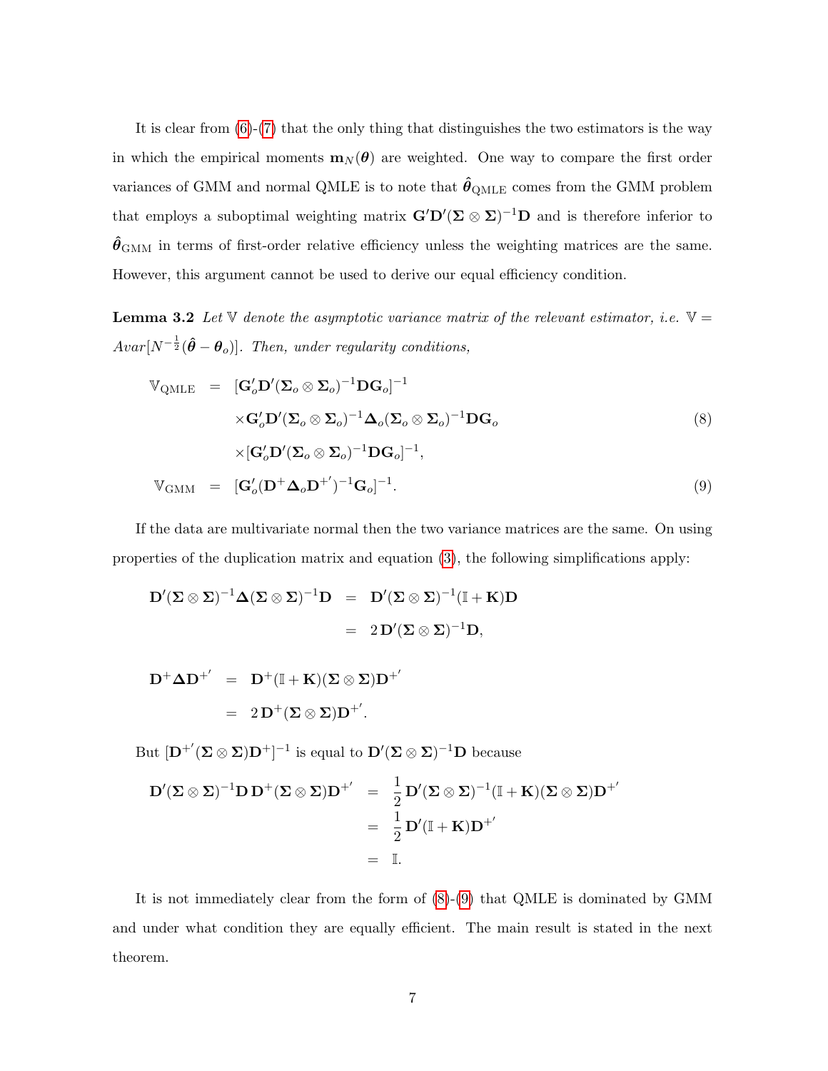It is clear from (6)-(7) that the only thing that distinguishes the two estimators is the way in which the empirical moments $\mathbf{m}_N(\boldsymbol{\theta})$ are weighted. One way to compare the first order variances of GMM and normal QMLE is to note that $\hat{\boldsymbol{\theta}}_{\text{QMLE}}$ comes from the GMM problem that employs a suboptimal weighting matrix $\mathbf{G}'\mathbf{D}'(\boldsymbol{\Sigma}\otimes\boldsymbol{\Sigma})^{-1}\mathbf{D}$ and is therefore inferior to $\hat{\boldsymbol{\theta}}_{\text{GMM}}$ in terms of first-order relative efficiency unless the weighting matrices are the same. However, this argument cannot be used to derive our equal efficiency condition.

**Lemma 3.2** *Let $\mathbb{V}$ denote the asymptotic variance matrix of the relevant estimator, i.e. $\mathbb{V} = Avar[N^{-\frac{1}{2}}(\hat{\boldsymbol{\theta}}-\boldsymbol{\theta}_o)]$. Then, under regularity conditions,*

$$
\begin{aligned}
\mathbb{V}_{\text{QMLE}} &= [\mathbf{G}_o'\mathbf{D}'(\boldsymbol{\Sigma}_o\otimes\boldsymbol{\Sigma}_o)^{-1}\mathbf{D}\mathbf{G}_o]^{-1} \\
&\quad \times\mathbf{G}_o'\mathbf{D}'(\boldsymbol{\Sigma}_o\otimes\boldsymbol{\Sigma}_o)^{-1}\boldsymbol{\Delta}_o(\boldsymbol{\Sigma}_o\otimes\boldsymbol{\Sigma}_o)^{-1}\mathbf{D}\mathbf{G}_o \qquad (8)\\
&\quad \times[\mathbf{G}_o'\mathbf{D}'(\boldsymbol{\Sigma}_o\otimes\boldsymbol{\Sigma}_o)^{-1}\mathbf{D}\mathbf{G}_o]^{-1}, \\
\mathbb{V}_{\text{GMM}} &= [\mathbf{G}_o'(\mathbf{D}^{+}\boldsymbol{\Delta}_o\mathbf{D}^{+'})^{-1}\mathbf{G}_o]^{-1}. \qquad (9)
\end{aligned}
$$

If the data are multivariate normal then the two variance matrices are the same. On using properties of the duplication matrix and equation (3), the following simplifications apply:

$$
\begin{aligned}
\mathbf{D}'(\boldsymbol{\Sigma}\otimes\boldsymbol{\Sigma})^{-1}\boldsymbol{\Delta}(\boldsymbol{\Sigma}\otimes\boldsymbol{\Sigma})^{-1}\mathbf{D} &= \mathbf{D}'(\boldsymbol{\Sigma}\otimes\boldsymbol{\Sigma})^{-1}(\mathbb{I}+\mathbf{K})\mathbf{D} \\
&= 2\,\mathbf{D}'(\boldsymbol{\Sigma}\otimes\boldsymbol{\Sigma})^{-1}\mathbf{D},
\end{aligned}
$$

$$
\begin{aligned}
\mathbf{D}^{+}\boldsymbol{\Delta}\mathbf{D}^{+'} &= \mathbf{D}^{+}(\mathbb{I}+\mathbf{K})(\boldsymbol{\Sigma}\otimes\boldsymbol{\Sigma})\mathbf{D}^{+'} \\
&= 2\,\mathbf{D}^{+}(\boldsymbol{\Sigma}\otimes\boldsymbol{\Sigma})\mathbf{D}^{+'}.
\end{aligned}
$$

But $[\mathbf{D}^{+'}(\boldsymbol{\Sigma}\otimes\boldsymbol{\Sigma})\mathbf{D}^{+}]^{-1}$ is equal to $\mathbf{D}'(\boldsymbol{\Sigma}\otimes\boldsymbol{\Sigma})^{-1}\mathbf{D}$ because

$$
\begin{aligned}
\mathbf{D}'(\boldsymbol{\Sigma}\otimes\boldsymbol{\Sigma})^{-1}\mathbf{D}\,\mathbf{D}^{+}(\boldsymbol{\Sigma}\otimes\boldsymbol{\Sigma})\mathbf{D}^{+'} &= \frac{1}{2}\,\mathbf{D}'(\boldsymbol{\Sigma}\otimes\boldsymbol{\Sigma})^{-1}(\mathbb{I}+\mathbf{K})(\boldsymbol{\Sigma}\otimes\boldsymbol{\Sigma})\mathbf{D}^{+'} \\
&= \frac{1}{2}\,\mathbf{D}'(\mathbb{I}+\mathbf{K})\mathbf{D}^{+'} \\
&= \mathbb{I}.
\end{aligned}
$$

It is not immediately clear from the form of (8)-(9) that QMLE is dominated by GMM and under what condition they are equally efficient. The main result is stated in the next theorem.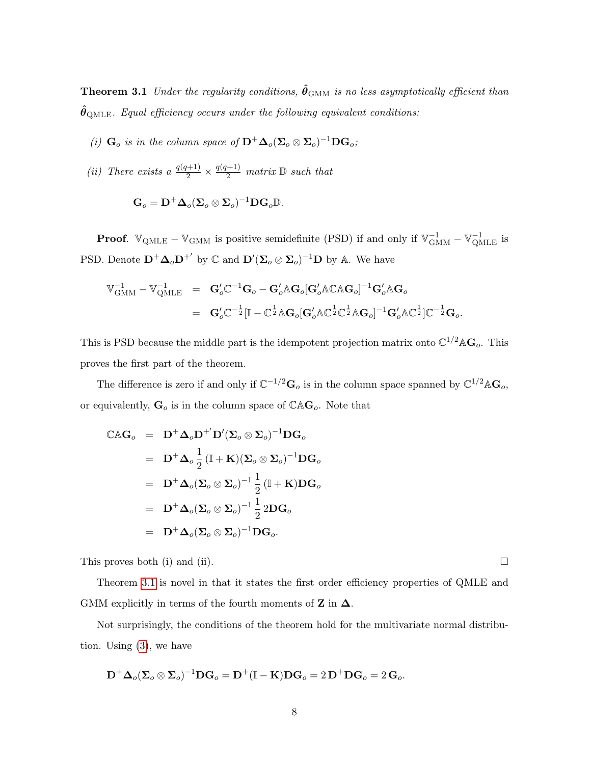**Theorem 3.1** *Under the regularity conditions, $\hat{\boldsymbol{\theta}}_{\text{GMM}}$ is no less asymptotically efficient than $\hat{\boldsymbol{\theta}}_{\text{QMLE}}$. Equal efficiency occurs under the following equivalent conditions:*

*(i) $\mathbf{G}_o$ is in the column space of $\mathbf{D}^+\boldsymbol{\Delta}_o(\boldsymbol{\Sigma}_o \otimes \boldsymbol{\Sigma}_o)^{-1}\mathbf{D}\mathbf{G}_o$;*

*(ii) There exists a $\frac{q(q+1)}{2} \times \frac{q(q+1)}{2}$ matrix $\mathbb{D}$ such that*

$$\mathbf{G}_o = \mathbf{D}^+\boldsymbol{\Delta}_o(\boldsymbol{\Sigma}_o \otimes \boldsymbol{\Sigma}_o)^{-1}\mathbf{D}\mathbf{G}_o\mathbb{D}.$$

**Proof**. $\mathbb{V}_{\text{QMLE}} - \mathbb{V}_{\text{GMM}}$ is positive semidefinite (PSD) if and only if $\mathbb{V}_{\text{GMM}}^{-1} - \mathbb{V}_{\text{QMLE}}^{-1}$ is PSD. Denote $\mathbf{D}^+\boldsymbol{\Delta}_o\mathbf{D}^{+'}$ by $\mathbb{C}$ and $\mathbf{D}'(\boldsymbol{\Sigma}_o \otimes \boldsymbol{\Sigma}_o)^{-1}\mathbf{D}$ by $\mathbb{A}$. We have

$$\begin{aligned}
\mathbb{V}_{\text{GMM}}^{-1} - \mathbb{V}_{\text{QMLE}}^{-1} &= \mathbf{G}_o'\mathbb{C}^{-1}\mathbf{G}_o - \mathbf{G}_o'\mathbb{A}\mathbf{G}_o[\mathbf{G}_o'\mathbb{A}\mathbb{C}\mathbb{A}\mathbf{G}_o]^{-1}\mathbf{G}_o'\mathbb{A}\mathbf{G}_o \\
&= \mathbf{G}_o'\mathbb{C}^{-\frac{1}{2}}[\mathbb{I} - \mathbb{C}^{\frac{1}{2}}\mathbb{A}\mathbf{G}_o[\mathbf{G}_o'\mathbb{A}\mathbb{C}^{\frac{1}{2}}\mathbb{C}^{\frac{1}{2}}\mathbb{A}\mathbf{G}_o]^{-1}\mathbf{G}_o'\mathbb{A}\mathbb{C}^{\frac{1}{2}}]\mathbb{C}^{-\frac{1}{2}}\mathbf{G}_o.
\end{aligned}$$

This is PSD because the middle part is the idempotent projection matrix onto $\mathbb{C}^{1/2}\mathbb{A}\mathbf{G}_o$. This proves the first part of the theorem.

The difference is zero if and only if $\mathbb{C}^{-1/2}\mathbf{G}_o$ is in the column space spanned by $\mathbb{C}^{1/2}\mathbb{A}\mathbf{G}_o$, or equivalently, $\mathbf{G}_o$ is in the column space of $\mathbb{C}\mathbb{A}\mathbf{G}_o$. Note that

$$\begin{aligned}
\mathbb{C}\mathbb{A}\mathbf{G}_o &= \mathbf{D}^+\boldsymbol{\Delta}_o\mathbf{D}^{+'}\mathbf{D}'(\boldsymbol{\Sigma}_o \otimes \boldsymbol{\Sigma}_o)^{-1}\mathbf{D}\mathbf{G}_o \\
&= \mathbf{D}^+\boldsymbol{\Delta}_o\frac{1}{2}(\mathbb{I} + \mathbf{K})(\boldsymbol{\Sigma}_o \otimes \boldsymbol{\Sigma}_o)^{-1}\mathbf{D}\mathbf{G}_o \\
&= \mathbf{D}^+\boldsymbol{\Delta}_o(\boldsymbol{\Sigma}_o \otimes \boldsymbol{\Sigma}_o)^{-1}\frac{1}{2}(\mathbb{I} + \mathbf{K})\mathbf{D}\mathbf{G}_o \\
&= \mathbf{D}^+\boldsymbol{\Delta}_o(\boldsymbol{\Sigma}_o \otimes \boldsymbol{\Sigma}_o)^{-1}\frac{1}{2}2\mathbf{D}\mathbf{G}_o \\
&= \mathbf{D}^+\boldsymbol{\Delta}_o(\boldsymbol{\Sigma}_o \otimes \boldsymbol{\Sigma}_o)^{-1}\mathbf{D}\mathbf{G}_o.
\end{aligned}$$

This proves both (i) and (ii). $\square$

Theorem 3.1 is novel in that it states the first order efficiency properties of QMLE and GMM explicitly in terms of the fourth moments of $\mathbf{Z}$ in $\boldsymbol{\Delta}$.

Not surprisingly, the conditions of the theorem hold for the multivariate normal distribution. Using (3), we have

$$\mathbf{D}^+\boldsymbol{\Delta}_o(\boldsymbol{\Sigma}_o \otimes \boldsymbol{\Sigma}_o)^{-1}\mathbf{D}\mathbf{G}_o = \mathbf{D}^+(\mathbb{I} - \mathbf{K})\mathbf{D}\mathbf{G}_o = 2\,\mathbf{D}^+\mathbf{D}\mathbf{G}_o = 2\,\mathbf{G}_o.$$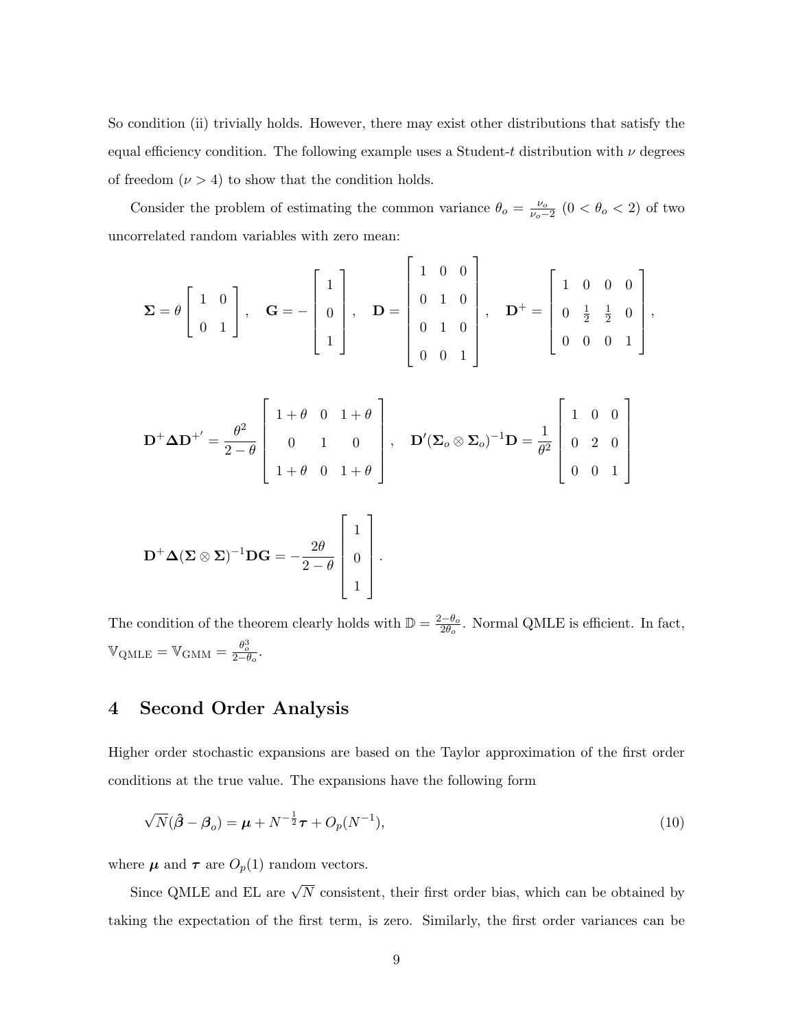So condition (ii) trivially holds. However, there may exist other distributions that satisfy the equal efficiency condition. The following example uses a Student-$t$ distribution with $\nu$ degrees of freedom ($\nu > 4$) to show that the condition holds.

Consider the problem of estimating the common variance $\theta_o = \frac{\nu_o}{\nu_o - 2}$ ($0 < \theta_o < 2$) of two uncorrelated random variables with zero mean:

$$
\boldsymbol{\Sigma} = \theta \begin{bmatrix} 1 & 0 \\ 0 & 1 \end{bmatrix}, \quad \mathbf{G} = -\begin{bmatrix} 1 \\ 0 \\ 1 \end{bmatrix}, \quad \mathbf{D} = \begin{bmatrix} 1 & 0 & 0 \\ 0 & 1 & 0 \\ 0 & 1 & 0 \\ 0 & 0 & 1 \end{bmatrix}, \quad \mathbf{D}^+ = \begin{bmatrix} 1 & 0 & 0 & 0 \\ 0 & \frac{1}{2} & \frac{1}{2} & 0 \\ 0 & 0 & 0 & 1 \end{bmatrix},
$$

$$
\mathbf{D}^+ \boldsymbol{\Delta} \mathbf{D}^{+'} = \frac{\theta^2}{2-\theta} \begin{bmatrix} 1+\theta & 0 & 1+\theta \\ 0 & 1 & 0 \\ 1+\theta & 0 & 1+\theta \end{bmatrix}, \quad \mathbf{D}'(\boldsymbol{\Sigma}_o \otimes \boldsymbol{\Sigma}_o)^{-1} \mathbf{D} = \frac{1}{\theta^2} \begin{bmatrix} 1 & 0 & 0 \\ 0 & 2 & 0 \\ 0 & 0 & 1 \end{bmatrix}
$$

$$
\mathbf{D}^+ \boldsymbol{\Delta} (\boldsymbol{\Sigma} \otimes \boldsymbol{\Sigma})^{-1} \mathbf{D} \mathbf{G} = -\frac{2\theta}{2-\theta} \begin{bmatrix} 1 \\ 0 \\ 1 \end{bmatrix}.
$$

The condition of the theorem clearly holds with $\mathbb{D} = \frac{2-\theta_o}{2\theta_o}$. Normal QMLE is efficient. In fact, $\mathbb{V}_{\text{QMLE}} = \mathbb{V}_{\text{GMM}} = \frac{\theta_o^3}{2-\theta_o}$.

# 4 Second Order Analysis

Higher order stochastic expansions are based on the Taylor approximation of the first order conditions at the true value. The expansions have the following form

$$
\sqrt{N}(\hat{\boldsymbol{\beta}} - \boldsymbol{\beta}_o) = \boldsymbol{\mu} + N^{-\frac{1}{2}} \boldsymbol{\tau} + O_p(N^{-1}), \tag{10}
$$

where $\boldsymbol{\mu}$ and $\boldsymbol{\tau}$ are $O_p(1)$ random vectors.

Since QMLE and EL are $\sqrt{N}$ consistent, their first order bias, which can be obtained by taking the expectation of the first term, is zero. Similarly, the first order variances can be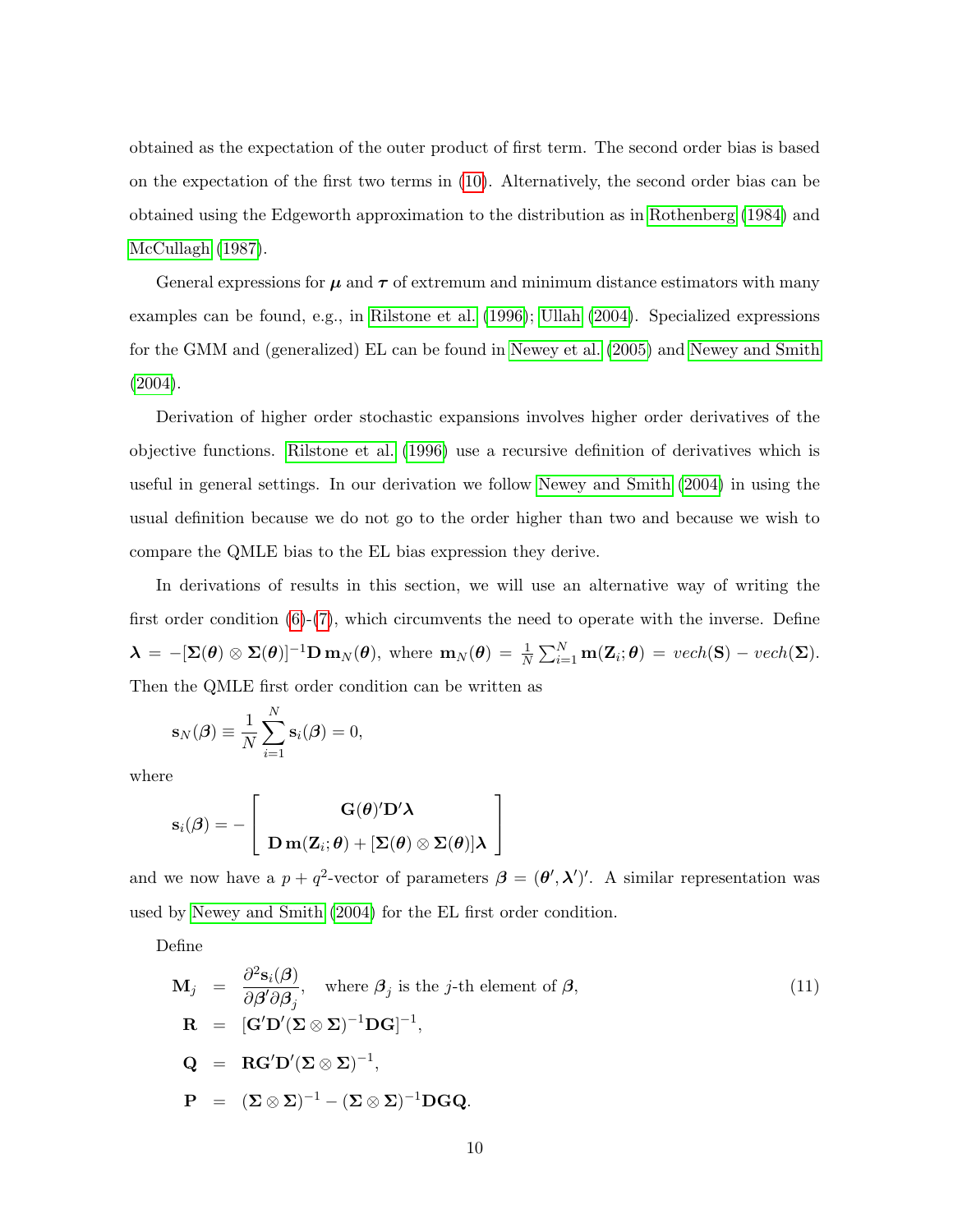obtained as the expectation of the outer product of first term. The second order bias is based on the expectation of the first two terms in (10). Alternatively, the second order bias can be obtained using the Edgeworth approximation to the distribution as in Rothenberg (1984) and McCullagh (1987).

General expressions for $\boldsymbol{\mu}$ and $\boldsymbol{\tau}$ of extremum and minimum distance estimators with many examples can be found, e.g., in Rilstone et al. (1996); Ullah (2004). Specialized expressions for the GMM and (generalized) EL can be found in Newey et al. (2005) and Newey and Smith (2004).

Derivation of higher order stochastic expansions involves higher order derivatives of the objective functions. Rilstone et al. (1996) use a recursive definition of derivatives which is useful in general settings. In our derivation we follow Newey and Smith (2004) in using the usual definition because we do not go to the order higher than two and because we wish to compare the QMLE bias to the EL bias expression they derive.

In derivations of results in this section, we will use an alternative way of writing the first order condition (6)-(7), which circumvents the need to operate with the inverse. Define $\boldsymbol{\lambda} = -[\boldsymbol{\Sigma}(\boldsymbol{\theta}) \otimes \boldsymbol{\Sigma}(\boldsymbol{\theta})]^{-1}\mathbf{D}\,\mathbf{m}_N(\boldsymbol{\theta})$, where $\mathbf{m}_N(\boldsymbol{\theta}) = \frac{1}{N}\sum_{i=1}^{N}\mathbf{m}(\mathbf{Z}_i;\boldsymbol{\theta}) = vech(\mathbf{S}) - vech(\boldsymbol{\Sigma})$. Then the QMLE first order condition can be written as

$$\mathbf{s}_N(\boldsymbol{\beta}) \equiv \frac{1}{N}\sum_{i=1}^{N}\mathbf{s}_i(\boldsymbol{\beta}) = 0,$$

where

$$\mathbf{s}_i(\boldsymbol{\beta}) = -\begin{bmatrix} \mathbf{G}(\boldsymbol{\theta})'\mathbf{D}'\boldsymbol{\lambda} \\ \mathbf{D}\,\mathbf{m}(\mathbf{Z}_i;\boldsymbol{\theta}) + [\boldsymbol{\Sigma}(\boldsymbol{\theta}) \otimes \boldsymbol{\Sigma}(\boldsymbol{\theta})]\boldsymbol{\lambda} \end{bmatrix}$$

and we now have a $p+q^2$-vector of parameters $\boldsymbol{\beta} = (\boldsymbol{\theta}', \boldsymbol{\lambda}')'$. A similar representation was used by Newey and Smith (2004) for the EL first order condition.

Define

$$\begin{aligned}
\mathbf{M}_j &= \frac{\partial^2 \mathbf{s}_i(\boldsymbol{\beta})}{\partial \boldsymbol{\beta}' \partial \boldsymbol{\beta}_j}, \quad \text{where } \boldsymbol{\beta}_j \text{ is the } j\text{-th element of } \boldsymbol{\beta}, \\
\mathbf{R} &= [\mathbf{G}'\mathbf{D}'(\boldsymbol{\Sigma} \otimes \boldsymbol{\Sigma})^{-1}\mathbf{D}\mathbf{G}]^{-1}, \\
\mathbf{Q} &= \mathbf{R}\mathbf{G}'\mathbf{D}'(\boldsymbol{\Sigma} \otimes \boldsymbol{\Sigma})^{-1}, \\
\mathbf{P} &= (\boldsymbol{\Sigma} \otimes \boldsymbol{\Sigma})^{-1} - (\boldsymbol{\Sigma} \otimes \boldsymbol{\Sigma})^{-1}\mathbf{D}\mathbf{G}\mathbf{Q}.
\end{aligned} \tag{11}$$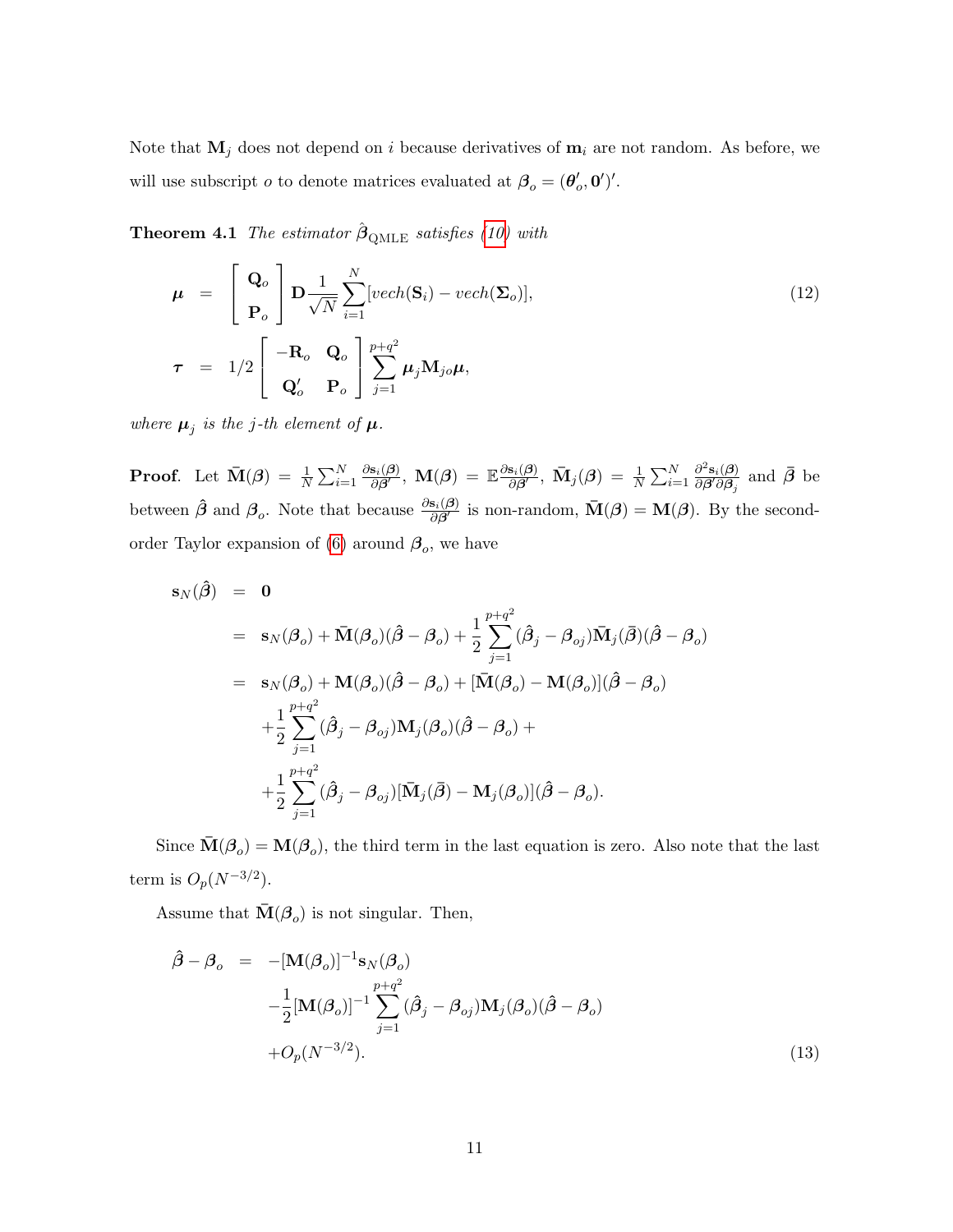Note that $\mathbf{M}_j$ does not depend on $i$ because derivatives of $\mathbf{m}_i$ are not random. As before, we will use subscript $o$ to denote matrices evaluated at $\boldsymbol{\beta}_o = (\boldsymbol{\theta}_o', \mathbf{0}')'$.

**Theorem 4.1** *The estimator $\hat{\boldsymbol{\beta}}_{\text{QMLE}}$ satisfies (10) with*

$$
\begin{aligned}
\boldsymbol{\mu} &= \left[\begin{array}{c} \mathbf{Q}_o \\ \mathbf{P}_o \end{array}\right] \mathbf{D} \frac{1}{\sqrt{N}} \sum_{i=1}^{N} [vech(\mathbf{S}_i) - vech(\boldsymbol{\Sigma}_o)], \\
\boldsymbol{\tau} &= 1/2 \left[\begin{array}{cc} -\mathbf{R}_o & \mathbf{Q}_o \\ \mathbf{Q}_o' & \mathbf{P}_o \end{array}\right] \sum_{j=1}^{p+q^2} \boldsymbol{\mu}_j \mathbf{M}_{jo} \boldsymbol{\mu},
\end{aligned}
\tag{12}
$$

*where $\boldsymbol{\mu}_j$ is the j-th element of $\boldsymbol{\mu}$.*

**Proof**. Let $\bar{\mathbf{M}}(\boldsymbol{\beta}) = \frac{1}{N}\sum_{i=1}^{N} \frac{\partial \mathbf{s}_i(\boldsymbol{\beta})}{\partial \boldsymbol{\beta}'}$, $\mathbf{M}(\boldsymbol{\beta}) = \mathbb{E}\frac{\partial \mathbf{s}_i(\boldsymbol{\beta})}{\partial \boldsymbol{\beta}'}$, $\bar{\mathbf{M}}_j(\boldsymbol{\beta}) = \frac{1}{N}\sum_{i=1}^{N} \frac{\partial^2 \mathbf{s}_i(\boldsymbol{\beta})}{\partial \boldsymbol{\beta}' \partial \boldsymbol{\beta}_j}$ and $\bar{\boldsymbol{\beta}}$ be between $\hat{\boldsymbol{\beta}}$ and $\boldsymbol{\beta}_o$. Note that because $\frac{\partial \mathbf{s}_i(\boldsymbol{\beta})}{\partial \boldsymbol{\beta}'}$ is non-random, $\bar{\mathbf{M}}(\boldsymbol{\beta}) = \mathbf{M}(\boldsymbol{\beta})$. By the second-order Taylor expansion of (6) around $\boldsymbol{\beta}_o$, we have

$$
\begin{aligned}
\mathbf{s}_N(\hat{\boldsymbol{\beta}}) &= \mathbf{0} \\
&= \mathbf{s}_N(\boldsymbol{\beta}_o) + \bar{\mathbf{M}}(\boldsymbol{\beta}_o)(\hat{\boldsymbol{\beta}} - \boldsymbol{\beta}_o) + \frac{1}{2}\sum_{j=1}^{p+q^2} (\hat{\boldsymbol{\beta}}_j - \boldsymbol{\beta}_{oj}) \bar{\mathbf{M}}_j(\bar{\boldsymbol{\beta}})(\hat{\boldsymbol{\beta}} - \boldsymbol{\beta}_o) \\
&= \mathbf{s}_N(\boldsymbol{\beta}_o) + \mathbf{M}(\boldsymbol{\beta}_o)(\hat{\boldsymbol{\beta}} - \boldsymbol{\beta}_o) + [\bar{\mathbf{M}}(\boldsymbol{\beta}_o) - \mathbf{M}(\boldsymbol{\beta}_o)](\hat{\boldsymbol{\beta}} - \boldsymbol{\beta}_o) \\
&\quad + \frac{1}{2}\sum_{j=1}^{p+q^2} (\hat{\boldsymbol{\beta}}_j - \boldsymbol{\beta}_{oj}) \mathbf{M}_j(\boldsymbol{\beta}_o)(\hat{\boldsymbol{\beta}} - \boldsymbol{\beta}_o) + \\
&\quad + \frac{1}{2}\sum_{j=1}^{p+q^2} (\hat{\boldsymbol{\beta}}_j - \boldsymbol{\beta}_{oj}) [\bar{\mathbf{M}}_j(\bar{\boldsymbol{\beta}}) - \mathbf{M}_j(\boldsymbol{\beta}_o)](\hat{\boldsymbol{\beta}} - \boldsymbol{\beta}_o).
\end{aligned}
$$

Since $\bar{\mathbf{M}}(\boldsymbol{\beta}_o) = \mathbf{M}(\boldsymbol{\beta}_o)$, the third term in the last equation is zero. Also note that the last term is $O_p(N^{-3/2})$.

Assume that $\bar{\mathbf{M}}(\boldsymbol{\beta}_o)$ is not singular. Then,

$$
\begin{aligned}
\hat{\boldsymbol{\beta}} - \boldsymbol{\beta}_o &= -[\mathbf{M}(\boldsymbol{\beta}_o)]^{-1} \mathbf{s}_N(\boldsymbol{\beta}_o) \\
&\quad - \frac{1}{2}[\mathbf{M}(\boldsymbol{\beta}_o)]^{-1} \sum_{j=1}^{p+q^2} (\hat{\boldsymbol{\beta}}_j - \boldsymbol{\beta}_{oj}) \mathbf{M}_j(\boldsymbol{\beta}_o)(\hat{\boldsymbol{\beta}} - \boldsymbol{\beta}_o) \\
&\quad + O_p(N^{-3/2}).
\end{aligned}
\tag{13}
$$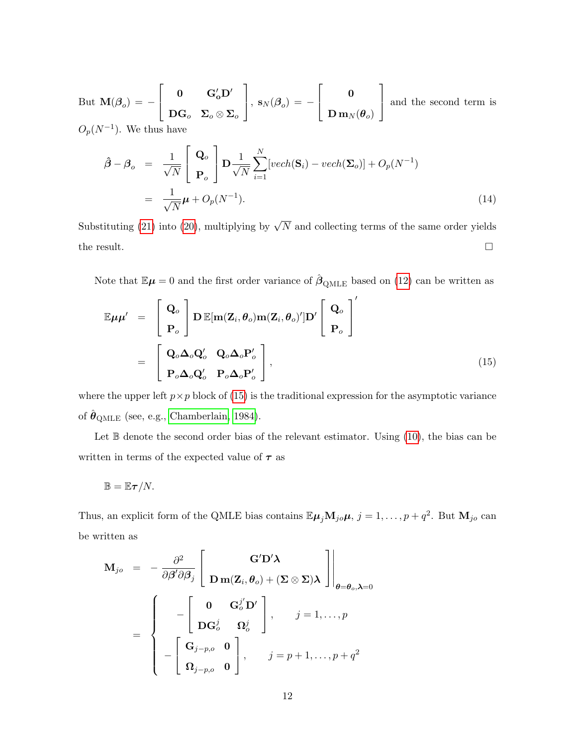But $\mathbf{M}(\boldsymbol{\beta}_o) = -\begin{bmatrix} \mathbf{0} & \mathbf{G}_o'\mathbf{D}' \\ \mathbf{D}\mathbf{G}_o & \boldsymbol{\Sigma}_o \otimes \boldsymbol{\Sigma}_o \end{bmatrix}$, $\mathbf{s}_N(\boldsymbol{\beta}_o) = -\begin{bmatrix} \mathbf{0} \\ \mathbf{D}\,\mathbf{m}_N(\boldsymbol{\theta}_o) \end{bmatrix}$ and the second term is $O_p(N^{-1})$. We thus have

$$
\begin{aligned}
\hat{\boldsymbol{\beta}} - \boldsymbol{\beta}_o &= \frac{1}{\sqrt{N}} \begin{bmatrix} \mathbf{Q}_o \\ \mathbf{P}_o \end{bmatrix} \mathbf{D} \frac{1}{\sqrt{N}} \sum_{i=1}^{N} [vech(\mathbf{S}_i) - vech(\boldsymbol{\Sigma}_o)] + O_p(N^{-1}) \\
&= \frac{1}{\sqrt{N}} \boldsymbol{\mu} + O_p(N^{-1}). \qquad (14)
\end{aligned}
$$

Substituting (21) into (20), multiplying by $\sqrt{N}$ and collecting terms of the same order yields the result. $\square$

Note that $\mathbb{E}\boldsymbol{\mu} = 0$ and the first order variance of $\hat{\boldsymbol{\beta}}_{\text{QMLE}}$ based on (12) can be written as

$$
\begin{aligned}
\mathbb{E}\boldsymbol{\mu}\boldsymbol{\mu}' &= \begin{bmatrix} \mathbf{Q}_o \\ \mathbf{P}_o \end{bmatrix} \mathbf{D}\,\mathbb{E}[\mathbf{m}(\mathbf{Z}_i, \boldsymbol{\theta}_o)\mathbf{m}(\mathbf{Z}_i, \boldsymbol{\theta}_o)']\mathbf{D}' \begin{bmatrix} \mathbf{Q}_o \\ \mathbf{P}_o \end{bmatrix}' \\
&= \begin{bmatrix} \mathbf{Q}_o \boldsymbol{\Delta}_o \mathbf{Q}_o' & \mathbf{Q}_o \boldsymbol{\Delta}_o \mathbf{P}_o' \\ \mathbf{P}_o \boldsymbol{\Delta}_o \mathbf{Q}_o' & \mathbf{P}_o \boldsymbol{\Delta}_o \mathbf{P}_o' \end{bmatrix}, \qquad (15)
\end{aligned}
$$

where the upper left $p \times p$ block of (15) is the traditional expression for the asymptotic variance of $\hat{\boldsymbol{\theta}}_{\text{QMLE}}$ (see, e.g., Chamberlain, 1984).

Let $\mathbb{B}$ denote the second order bias of the relevant estimator. Using (10), the bias can be written in terms of the expected value of $\boldsymbol{\tau}$ as

$$
\mathbb{B} = \mathbb{E}\boldsymbol{\tau}/N.
$$

Thus, an explicit form of the QMLE bias contains $\mathbb{E}\boldsymbol{\mu}_j \mathbf{M}_{jo} \boldsymbol{\mu}$, $j = 1, \ldots, p + q^2$. But $\mathbf{M}_{jo}$ can be written as

$$
\begin{aligned}
\mathbf{M}_{jo} &= -\frac{\partial^2}{\partial \boldsymbol{\beta}' \partial \boldsymbol{\beta}_j} \begin{bmatrix} \mathbf{G}'\mathbf{D}'\boldsymbol{\lambda} \\ \mathbf{D}\,\mathbf{m}(\mathbf{Z}_i, \boldsymbol{\theta}_o) + (\boldsymbol{\Sigma} \otimes \boldsymbol{\Sigma})\boldsymbol{\lambda} \end{bmatrix} \Bigg|_{\boldsymbol{\theta}=\boldsymbol{\theta}_o, \boldsymbol{\lambda}=0} \\
&= \begin{cases} -\begin{bmatrix} \mathbf{0} & \mathbf{G}_o^{j\prime}\mathbf{D}' \\ \mathbf{D}\mathbf{G}_o^j & \boldsymbol{\Omega}_o^j \end{bmatrix}, & j = 1, \ldots, p \\ -\begin{bmatrix} \mathbf{G}_{j-p,o} & \mathbf{0} \\ \boldsymbol{\Omega}_{j-p,o} & \mathbf{0} \end{bmatrix}, & j = p+1, \ldots, p+q^2 \end{cases}
\end{aligned}
$$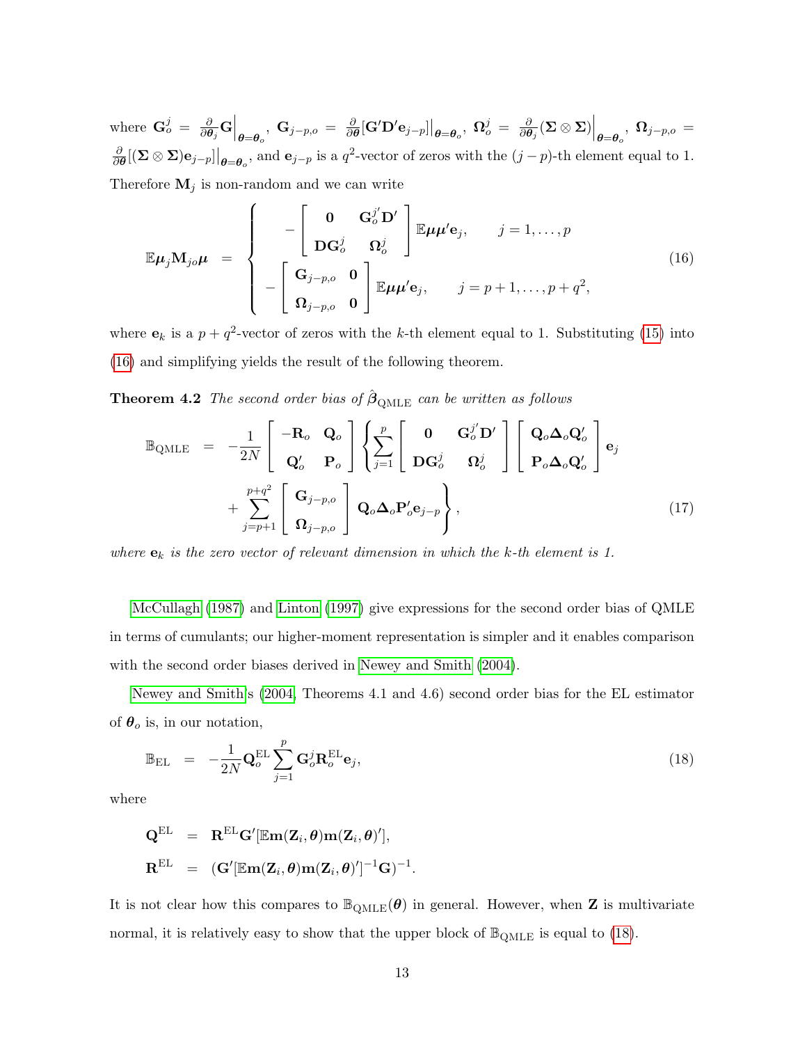where $\mathbf{G}_o^j = \frac{\partial}{\partial \boldsymbol{\theta}_j}\mathbf{G}\Big|_{\boldsymbol{\theta}=\boldsymbol{\theta}_o}$, $\mathbf{G}_{j-p,o} = \frac{\partial}{\partial \boldsymbol{\theta}}[\mathbf{G}'\mathbf{D}'\mathbf{e}_{j-p}]\Big|_{\boldsymbol{\theta}=\boldsymbol{\theta}_o}$, $\boldsymbol{\Omega}_o^j = \frac{\partial}{\partial \boldsymbol{\theta}_j}(\boldsymbol{\Sigma}\otimes\boldsymbol{\Sigma})\Big|_{\boldsymbol{\theta}=\boldsymbol{\theta}_o}$, $\boldsymbol{\Omega}_{j-p,o} = \frac{\partial}{\partial \boldsymbol{\theta}}[(\boldsymbol{\Sigma}\otimes\boldsymbol{\Sigma})\mathbf{e}_{j-p}]\Big|_{\boldsymbol{\theta}=\boldsymbol{\theta}_o}$, and $\mathbf{e}_{j-p}$ is a $q^2$-vector of zeros with the $(j-p)$-th element equal to 1. Therefore $\mathbf{M}_j$ is non-random and we can write

$$
\mathbb{E}\boldsymbol{\mu}_j\mathbf{M}_{jo}\boldsymbol{\mu} = \begin{cases} -\begin{bmatrix} \mathbf{0} & \mathbf{G}_o^{j'}\mathbf{D}' \\ \mathbf{D}\mathbf{G}_o^j & \boldsymbol{\Omega}_o^j \end{bmatrix}\mathbb{E}\boldsymbol{\mu}\boldsymbol{\mu}'\mathbf{e}_j, & j = 1,\ldots,p \\ -\begin{bmatrix} \mathbf{G}_{j-p,o} & \mathbf{0} \\ \boldsymbol{\Omega}_{j-p,o} & \mathbf{0} \end{bmatrix}\mathbb{E}\boldsymbol{\mu}\boldsymbol{\mu}'\mathbf{e}_j, & j = p+1,\ldots,p+q^2, \end{cases} \tag{16}
$$

where $\mathbf{e}_k$ is a $p+q^2$-vector of zeros with the $k$-th element equal to 1. Substituting (15) into (16) and simplifying yields the result of the following theorem.

**Theorem 4.2** *The second order bias of $\hat{\boldsymbol{\beta}}_{\text{QMLE}}$ can be written as follows*

$$
\begin{aligned}
\mathbb{B}_{\text{QMLE}} = -\frac{1}{2N}\begin{bmatrix} -\mathbf{R}_o & \mathbf{Q}_o \\ \mathbf{Q}_o' & \mathbf{P}_o \end{bmatrix} \Bigg\{ & \sum_{j=1}^{p}\begin{bmatrix} \mathbf{0} & \mathbf{G}_o^{j'}\mathbf{D}' \\ \mathbf{D}\mathbf{G}_o^j & \boldsymbol{\Omega}_o^j \end{bmatrix}\begin{bmatrix} \mathbf{Q}_o\boldsymbol{\Delta}_o\mathbf{Q}_o' \\ \mathbf{P}_o\boldsymbol{\Delta}_o\mathbf{Q}_o' \end{bmatrix}\mathbf{e}_j \\
& + \sum_{j=p+1}^{p+q^2}\begin{bmatrix} \mathbf{G}_{j-p,o} \\ \boldsymbol{\Omega}_{j-p,o} \end{bmatrix}\mathbf{Q}_o\boldsymbol{\Delta}_o\mathbf{P}_o'\mathbf{e}_{j-p}\Bigg\},
\end{aligned} \tag{17}
$$

*where $\mathbf{e}_k$ is the zero vector of relevant dimension in which the $k$-th element is 1.*

McCullagh (1987) and Linton (1997) give expressions for the second order bias of QMLE in terms of cumulants; our higher-moment representation is simpler and it enables comparison with the second order biases derived in Newey and Smith (2004).

Newey and Smith's (2004, Theorems 4.1 and 4.6) second order bias for the EL estimator of $\boldsymbol{\theta}_o$ is, in our notation,

$$
\mathbb{B}_{\text{EL}} = -\frac{1}{2N}\mathbf{Q}_o^{\text{EL}}\sum_{j=1}^{p}\mathbf{G}_o^j\mathbf{R}_o^{\text{EL}}\mathbf{e}_j, \tag{18}
$$

where

$$
\begin{aligned}
\mathbf{Q}^{\text{EL}} &= \mathbf{R}^{\text{EL}}\mathbf{G}'[\mathbb{E}\mathbf{m}(\mathbf{Z}_i,\boldsymbol{\theta})\mathbf{m}(\mathbf{Z}_i,\boldsymbol{\theta})'], \\
\mathbf{R}^{\text{EL}} &= (\mathbf{G}'[\mathbb{E}\mathbf{m}(\mathbf{Z}_i,\boldsymbol{\theta})\mathbf{m}(\mathbf{Z}_i,\boldsymbol{\theta})']^{-1}\mathbf{G})^{-1}.
\end{aligned}
$$

It is not clear how this compares to $\mathbb{B}_{\text{QMLE}}(\boldsymbol{\theta})$ in general. However, when $\mathbf{Z}$ is multivariate normal, it is relatively easy to show that the upper block of $\mathbb{B}_{\text{QMLE}}$ is equal to (18).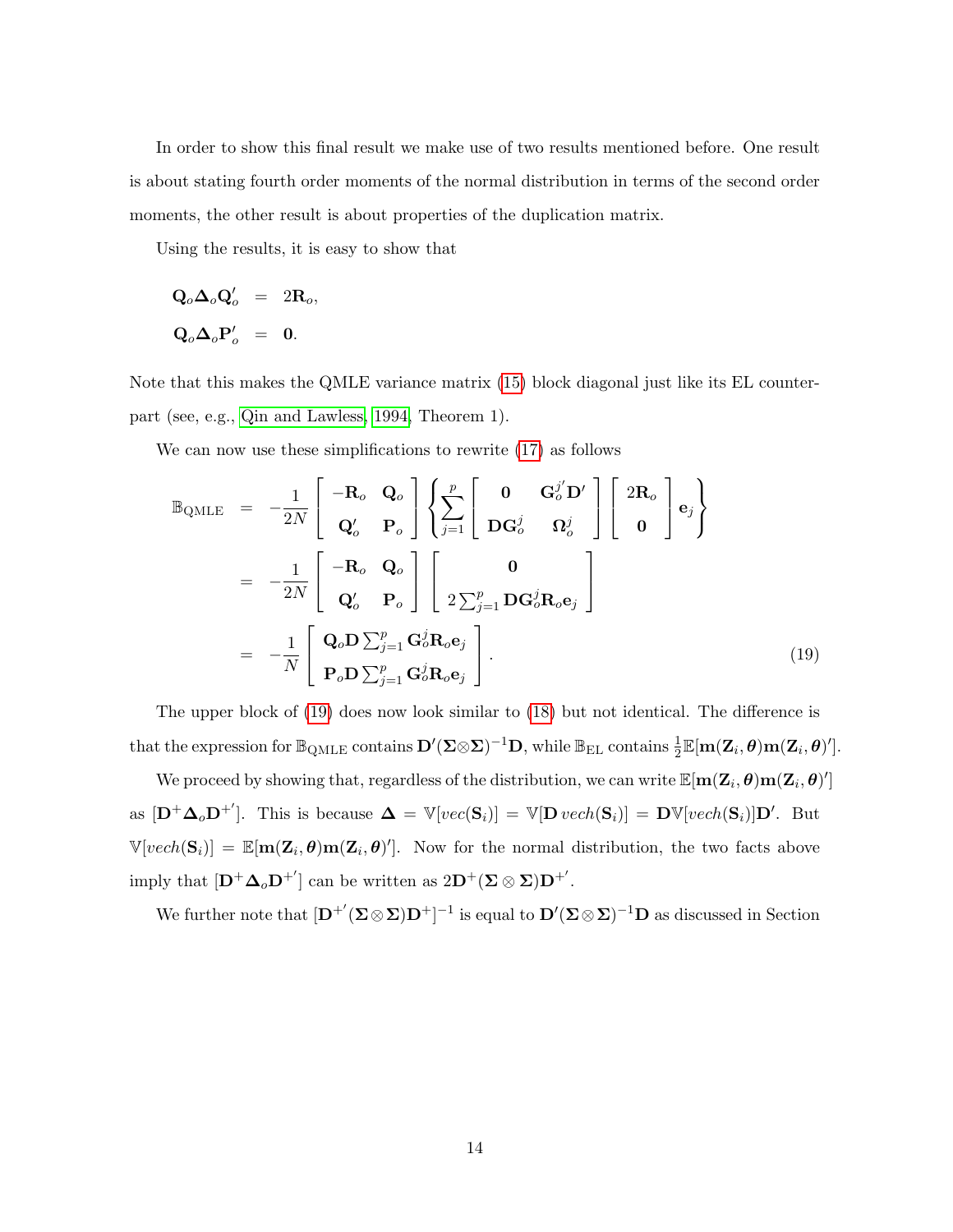In order to show this final result we make use of two results mentioned before. One result is about stating fourth order moments of the normal distribution in terms of the second order moments, the other result is about properties of the duplication matrix.

Using the results, it is easy to show that

$$
\begin{aligned}
\mathbf{Q}_o \boldsymbol{\Delta}_o \mathbf{Q}_o' &= 2\mathbf{R}_o, \\
\mathbf{Q}_o \boldsymbol{\Delta}_o \mathbf{P}_o' &= \mathbf{0}.
\end{aligned}
$$

Note that this makes the QMLE variance matrix (15) block diagonal just like its EL counterpart (see, e.g., Qin and Lawless, 1994, Theorem 1).

We can now use these simplifications to rewrite (17) as follows

$$
\begin{aligned}
\mathbb{B}_{\mathrm{QMLE}} &= -\frac{1}{2N} \begin{bmatrix} -\mathbf{R}_o & \mathbf{Q}_o \\ \mathbf{Q}_o' & \mathbf{P}_o \end{bmatrix} \left\{ \sum_{j=1}^{p} \begin{bmatrix} \mathbf{0} & \mathbf{G}_o^{j'} \mathbf{D}' \\ \mathbf{D}\mathbf{G}_o^j & \boldsymbol{\Omega}_o^j \end{bmatrix} \begin{bmatrix} 2\mathbf{R}_o \\ \mathbf{0} \end{bmatrix} \mathbf{e}_j \right\} \\
&= -\frac{1}{2N} \begin{bmatrix} -\mathbf{R}_o & \mathbf{Q}_o \\ \mathbf{Q}_o' & \mathbf{P}_o \end{bmatrix} \begin{bmatrix} \mathbf{0} \\ 2\sum_{j=1}^{p} \mathbf{D}\mathbf{G}_o^j \mathbf{R}_o \mathbf{e}_j \end{bmatrix} \\
&= -\frac{1}{N} \begin{bmatrix} \mathbf{Q}_o \mathbf{D} \sum_{j=1}^{p} \mathbf{G}_o^j \mathbf{R}_o \mathbf{e}_j \\ \mathbf{P}_o \mathbf{D} \sum_{j=1}^{p} \mathbf{G}_o^j \mathbf{R}_o \mathbf{e}_j \end{bmatrix}.
\end{aligned} \tag{19}
$$

The upper block of (19) does now look similar to (18) but not identical. The difference is that the expression for $\mathbb{B}_{\mathrm{QMLE}}$ contains $\mathbf{D}'(\boldsymbol{\Sigma} \otimes \boldsymbol{\Sigma})^{-1}\mathbf{D}$, while $\mathbb{B}_{\mathrm{EL}}$ contains $\frac{1}{2}\mathbb{E}[\mathbf{m}(\mathbf{Z}_i, \boldsymbol{\theta})\mathbf{m}(\mathbf{Z}_i, \boldsymbol{\theta})']$.

We proceed by showing that, regardless of the distribution, we can write $\mathbb{E}[\mathbf{m}(\mathbf{Z}_i, \boldsymbol{\theta})\mathbf{m}(\mathbf{Z}_i, \boldsymbol{\theta})']$ as $[\mathbf{D}^+ \boldsymbol{\Delta}_o \mathbf{D}^{+'}]$. This is because $\boldsymbol{\Delta} = \mathbb{V}[vec(\mathbf{S}_i)] = \mathbb{V}[\mathbf{D}\, vech(\mathbf{S}_i)] = \mathbf{D}\mathbb{V}[vech(\mathbf{S}_i)]\mathbf{D}'$. But $\mathbb{V}[vech(\mathbf{S}_i)] = \mathbb{E}[\mathbf{m}(\mathbf{Z}_i, \boldsymbol{\theta})\mathbf{m}(\mathbf{Z}_i, \boldsymbol{\theta})']$. Now for the normal distribution, the two facts above imply that $[\mathbf{D}^+ \boldsymbol{\Delta}_o \mathbf{D}^{+'}]$ can be written as $2\mathbf{D}^+(\boldsymbol{\Sigma} \otimes \boldsymbol{\Sigma})\mathbf{D}^{+'}$.

We further note that $[\mathbf{D}^{+'}(\boldsymbol{\Sigma} \otimes \boldsymbol{\Sigma})\mathbf{D}^+]^{-1}$ is equal to $\mathbf{D}'(\boldsymbol{\Sigma} \otimes \boldsymbol{\Sigma})^{-1}\mathbf{D}$ as discussed in Section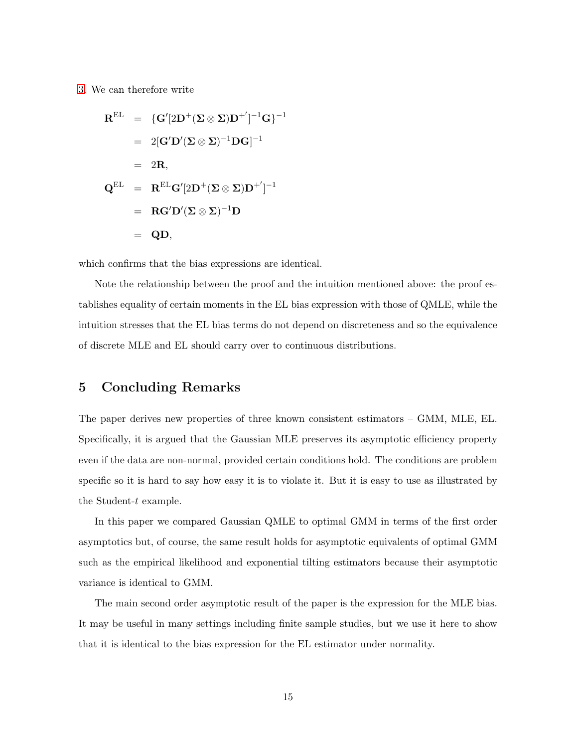3. We can therefore write

$$
\begin{aligned}
\mathbf{R}^{\mathrm{EL}} &= \{\mathbf{G}'[2\mathbf{D}^{+}(\boldsymbol{\Sigma}\otimes\boldsymbol{\Sigma})\mathbf{D}^{+'}]^{-1}\mathbf{G}\}^{-1} \\
&= 2[\mathbf{G}'\mathbf{D}'(\boldsymbol{\Sigma}\otimes\boldsymbol{\Sigma})^{-1}\mathbf{D}\mathbf{G}]^{-1} \\
&= 2\mathbf{R}, \\
\mathbf{Q}^{\mathrm{EL}} &= \mathbf{R}^{\mathrm{EL}}\mathbf{G}'[2\mathbf{D}^{+}(\boldsymbol{\Sigma}\otimes\boldsymbol{\Sigma})\mathbf{D}^{+'}]^{-1} \\
&= \mathbf{R}\mathbf{G}'\mathbf{D}'(\boldsymbol{\Sigma}\otimes\boldsymbol{\Sigma})^{-1}\mathbf{D} \\
&= \mathbf{Q}\mathbf{D},
\end{aligned}
$$

which confirms that the bias expressions are identical.

Note the relationship between the proof and the intuition mentioned above: the proof establishes equality of certain moments in the EL bias expression with those of QMLE, while the intuition stresses that the EL bias terms do not depend on discreteness and so the equivalence of discrete MLE and EL should carry over to continuous distributions.

## 5 Concluding Remarks

The paper derives new properties of three known consistent estimators – GMM, MLE, EL. Specifically, it is argued that the Gaussian MLE preserves its asymptotic efficiency property even if the data are non-normal, provided certain conditions hold. The conditions are problem specific so it is hard to say how easy it is to violate it. But it is easy to use as illustrated by the Student-$t$ example.

In this paper we compared Gaussian QMLE to optimal GMM in terms of the first order asymptotics but, of course, the same result holds for asymptotic equivalents of optimal GMM such as the empirical likelihood and exponential tilting estimators because their asymptotic variance is identical to GMM.

The main second order asymptotic result of the paper is the expression for the MLE bias. It may be useful in many settings including finite sample studies, but we use it here to show that it is identical to the bias expression for the EL estimator under normality.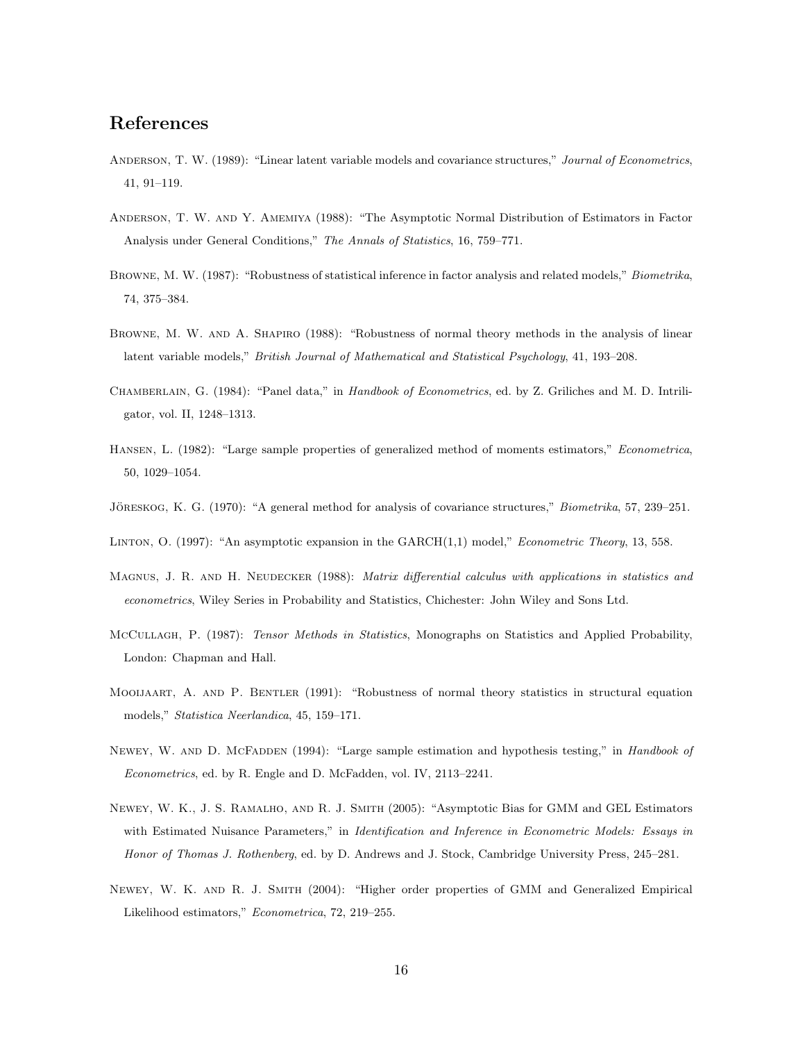## References

Anderson, T. W. (1989): "Linear latent variable models and covariance structures," *Journal of Econometrics*, 41, 91–119.

Anderson, T. W. and Y. Amemiya (1988): "The Asymptotic Normal Distribution of Estimators in Factor Analysis under General Conditions," *The Annals of Statistics*, 16, 759–771.

Browne, M. W. (1987): "Robustness of statistical inference in factor analysis and related models," *Biometrika*, 74, 375–384.

Browne, M. W. and A. Shapiro (1988): "Robustness of normal theory methods in the analysis of linear latent variable models," *British Journal of Mathematical and Statistical Psychology*, 41, 193–208.

Chamberlain, G. (1984): "Panel data," in *Handbook of Econometrics*, ed. by Z. Griliches and M. D. Intriligator, vol. II, 1248–1313.

Hansen, L. (1982): "Large sample properties of generalized method of moments estimators," *Econometrica*, 50, 1029–1054.

Jöreskog, K. G. (1970): "A general method for analysis of covariance structures," *Biometrika*, 57, 239–251.

Linton, O. (1997): "An asymptotic expansion in the GARCH(1,1) model," *Econometric Theory*, 13, 558.

Magnus, J. R. and H. Neudecker (1988): *Matrix differential calculus with applications in statistics and econometrics*, Wiley Series in Probability and Statistics, Chichester: John Wiley and Sons Ltd.

McCullagh, P. (1987): *Tensor Methods in Statistics*, Monographs on Statistics and Applied Probability, London: Chapman and Hall.

Mooijaart, A. and P. Bentler (1991): "Robustness of normal theory statistics in structural equation models," *Statistica Neerlandica*, 45, 159–171.

Newey, W. and D. McFadden (1994): "Large sample estimation and hypothesis testing," in *Handbook of Econometrics*, ed. by R. Engle and D. McFadden, vol. IV, 2113–2241.

Newey, W. K., J. S. Ramalho, and R. J. Smith (2005): "Asymptotic Bias for GMM and GEL Estimators with Estimated Nuisance Parameters," in *Identification and Inference in Econometric Models: Essays in Honor of Thomas J. Rothenberg*, ed. by D. Andrews and J. Stock, Cambridge University Press, 245–281.

Newey, W. K. and R. J. Smith (2004): "Higher order properties of GMM and Generalized Empirical Likelihood estimators," *Econometrica*, 72, 219–255.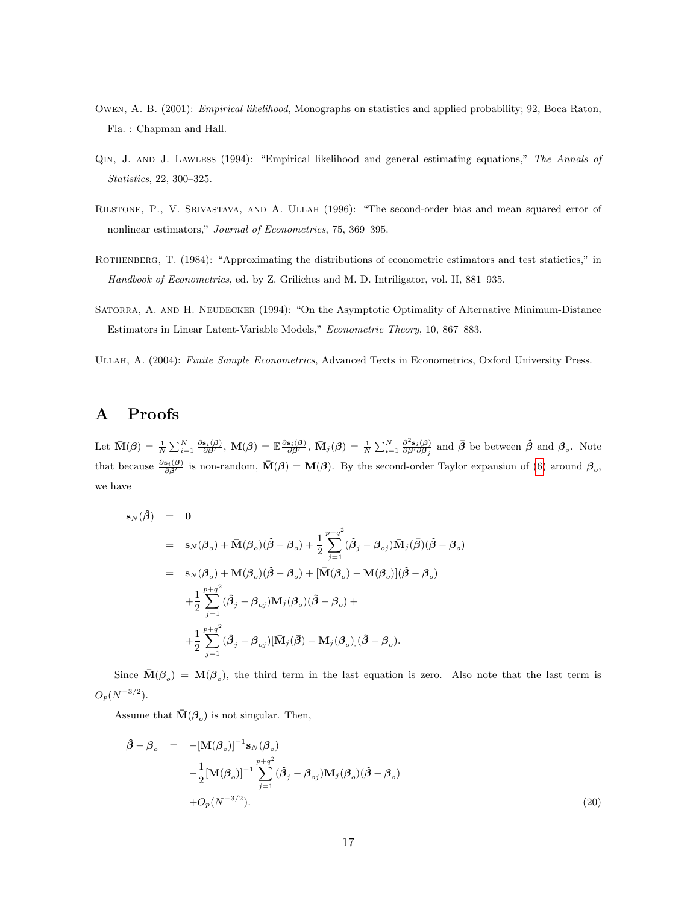Owen, A. B. (2001): *Empirical likelihood*, Monographs on statistics and applied probability; 92, Boca Raton, Fla. : Chapman and Hall.

Qin, J. and J. Lawless (1994): "Empirical likelihood and general estimating equations," *The Annals of Statistics*, 22, 300–325.

Rilstone, P., V. Srivastava, and A. Ullah (1996): "The second-order bias and mean squared error of nonlinear estimators," *Journal of Econometrics*, 75, 369–395.

Rothenberg, T. (1984): "Approximating the distributions of econometric estimators and test statictics," in *Handbook of Econometrics*, ed. by Z. Griliches and M. D. Intriligator, vol. II, 881–935.

Satorra, A. and H. Neudecker (1994): "On the Asymptotic Optimality of Alternative Minimum-Distance Estimators in Linear Latent-Variable Models," *Econometric Theory*, 10, 867–883.

Ullah, A. (2004): *Finite Sample Econometrics*, Advanced Texts in Econometrics, Oxford University Press.

# A Proofs

Let $\bar{\mathbf{M}}(\boldsymbol{\beta}) = \frac{1}{N}\sum_{i=1}^{N}\frac{\partial \mathbf{s}_i(\boldsymbol{\beta})}{\partial \boldsymbol{\beta}'}$, $\mathbf{M}(\boldsymbol{\beta}) = \mathbb{E}\frac{\partial \mathbf{s}_i(\boldsymbol{\beta})}{\partial \boldsymbol{\beta}'}$, $\bar{\mathbf{M}}_j(\boldsymbol{\beta}) = \frac{1}{N}\sum_{i=1}^{N}\frac{\partial^2 \mathbf{s}_i(\boldsymbol{\beta})}{\partial \boldsymbol{\beta}'\partial \boldsymbol{\beta}_j}$ and $\bar{\boldsymbol{\beta}}$ be between $\hat{\boldsymbol{\beta}}$ and $\boldsymbol{\beta}_o$. Note that because $\frac{\partial \mathbf{s}_i(\boldsymbol{\beta})}{\partial \boldsymbol{\beta}'}$ is non-random, $\bar{\mathbf{M}}(\boldsymbol{\beta}) = \mathbf{M}(\boldsymbol{\beta})$. By the second-order Taylor expansion of (6) around $\boldsymbol{\beta}_o$, we have

$$
\begin{aligned}
\mathbf{s}_N(\hat{\boldsymbol{\beta}}) &= \mathbf{0} \\
&= \mathbf{s}_N(\boldsymbol{\beta}_o) + \bar{\mathbf{M}}(\boldsymbol{\beta}_o)(\hat{\boldsymbol{\beta}} - \boldsymbol{\beta}_o) + \frac{1}{2}\sum_{j=1}^{p+q^2}(\hat{\boldsymbol{\beta}}_j - \boldsymbol{\beta}_{oj})\bar{\mathbf{M}}_j(\bar{\boldsymbol{\beta}})(\hat{\boldsymbol{\beta}} - \boldsymbol{\beta}_o) \\
&= \mathbf{s}_N(\boldsymbol{\beta}_o) + \mathbf{M}(\boldsymbol{\beta}_o)(\hat{\boldsymbol{\beta}} - \boldsymbol{\beta}_o) + [\bar{\mathbf{M}}(\boldsymbol{\beta}_o) - \mathbf{M}(\boldsymbol{\beta}_o)](\hat{\boldsymbol{\beta}} - \boldsymbol{\beta}_o) \\
&\quad + \frac{1}{2}\sum_{j=1}^{p+q^2}(\hat{\boldsymbol{\beta}}_j - \boldsymbol{\beta}_{oj})\mathbf{M}_j(\boldsymbol{\beta}_o)(\hat{\boldsymbol{\beta}} - \boldsymbol{\beta}_o) + \\
&\quad + \frac{1}{2}\sum_{j=1}^{p+q^2}(\hat{\boldsymbol{\beta}}_j - \boldsymbol{\beta}_{oj})[\bar{\mathbf{M}}_j(\bar{\boldsymbol{\beta}}) - \mathbf{M}_j(\boldsymbol{\beta}_o)](\hat{\boldsymbol{\beta}} - \boldsymbol{\beta}_o).
\end{aligned}
$$

Since $\bar{\mathbf{M}}(\boldsymbol{\beta}_o) = \mathbf{M}(\boldsymbol{\beta}_o)$, the third term in the last equation is zero. Also note that the last term is $O_p(N^{-3/2})$.

Assume that $\bar{\mathbf{M}}(\boldsymbol{\beta}_o)$ is not singular. Then,

$$
\begin{aligned}
\hat{\boldsymbol{\beta}} - \boldsymbol{\beta}_o &= -[\mathbf{M}(\boldsymbol{\beta}_o)]^{-1}\mathbf{s}_N(\boldsymbol{\beta}_o) \\
&\quad - \frac{1}{2}[\mathbf{M}(\boldsymbol{\beta}_o)]^{-1}\sum_{j=1}^{p+q^2}(\hat{\boldsymbol{\beta}}_j - \boldsymbol{\beta}_{oj})\mathbf{M}_j(\boldsymbol{\beta}_o)(\hat{\boldsymbol{\beta}} - \boldsymbol{\beta}_o) \\
&\quad + O_p(N^{-3/2}).
\end{aligned}
\tag{20}
$$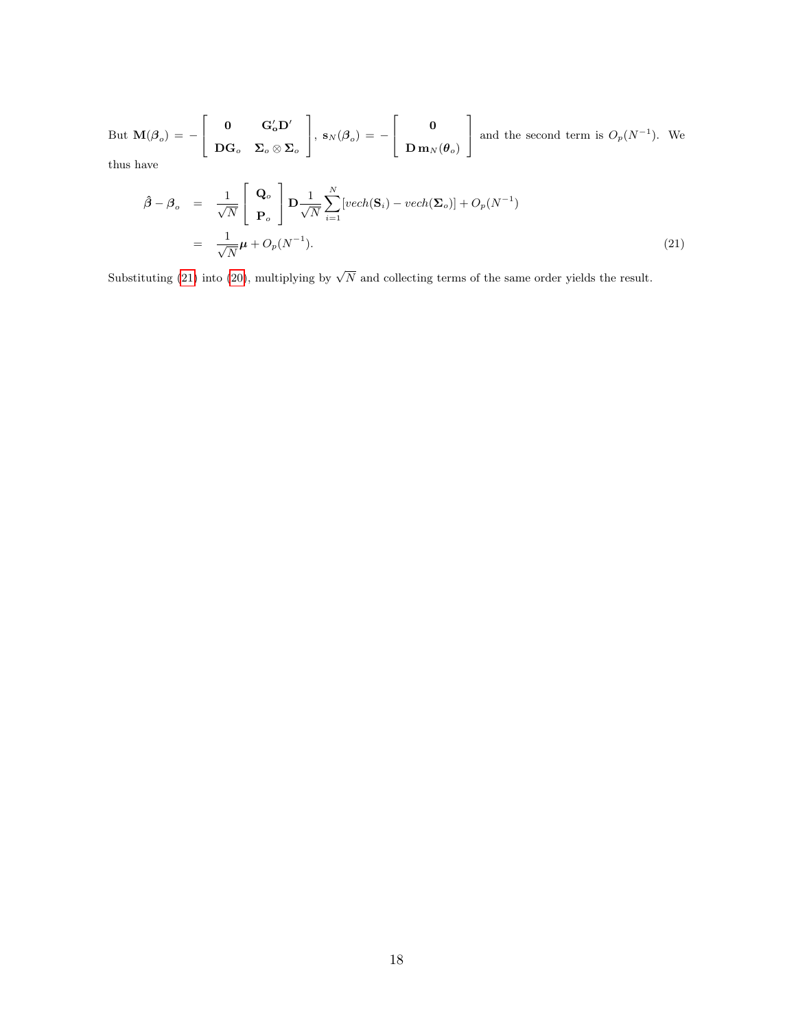But $\mathbf{M}(\boldsymbol{\beta}_o) = -\begin{bmatrix} \mathbf{0} & \mathbf{G_o'D'} \\ \mathbf{DG}_o & \boldsymbol{\Sigma}_o \otimes \boldsymbol{\Sigma}_o \end{bmatrix}$, $\mathbf{s}_N(\boldsymbol{\beta}_o) = -\begin{bmatrix} \mathbf{0} \\ \mathbf{D}\,\mathbf{m}_N(\boldsymbol{\theta}_o) \end{bmatrix}$ and the second term is $O_p(N^{-1})$. We thus have

$$
\begin{aligned}
\hat{\boldsymbol{\beta}} - \boldsymbol{\beta}_o &= \frac{1}{\sqrt{N}} \begin{bmatrix} \mathbf{Q}_o \\ \mathbf{P}_o \end{bmatrix} \mathbf{D} \frac{1}{\sqrt{N}} \sum_{i=1}^{N} [vech(\mathbf{S}_i) - vech(\boldsymbol{\Sigma}_o)] + O_p(N^{-1}) \\
&= \frac{1}{\sqrt{N}} \boldsymbol{\mu} + O_p(N^{-1}). \qquad (21)
\end{aligned}
$$

Substituting (21) into (20), multiplying by $\sqrt{N}$ and collecting terms of the same order yields the result.